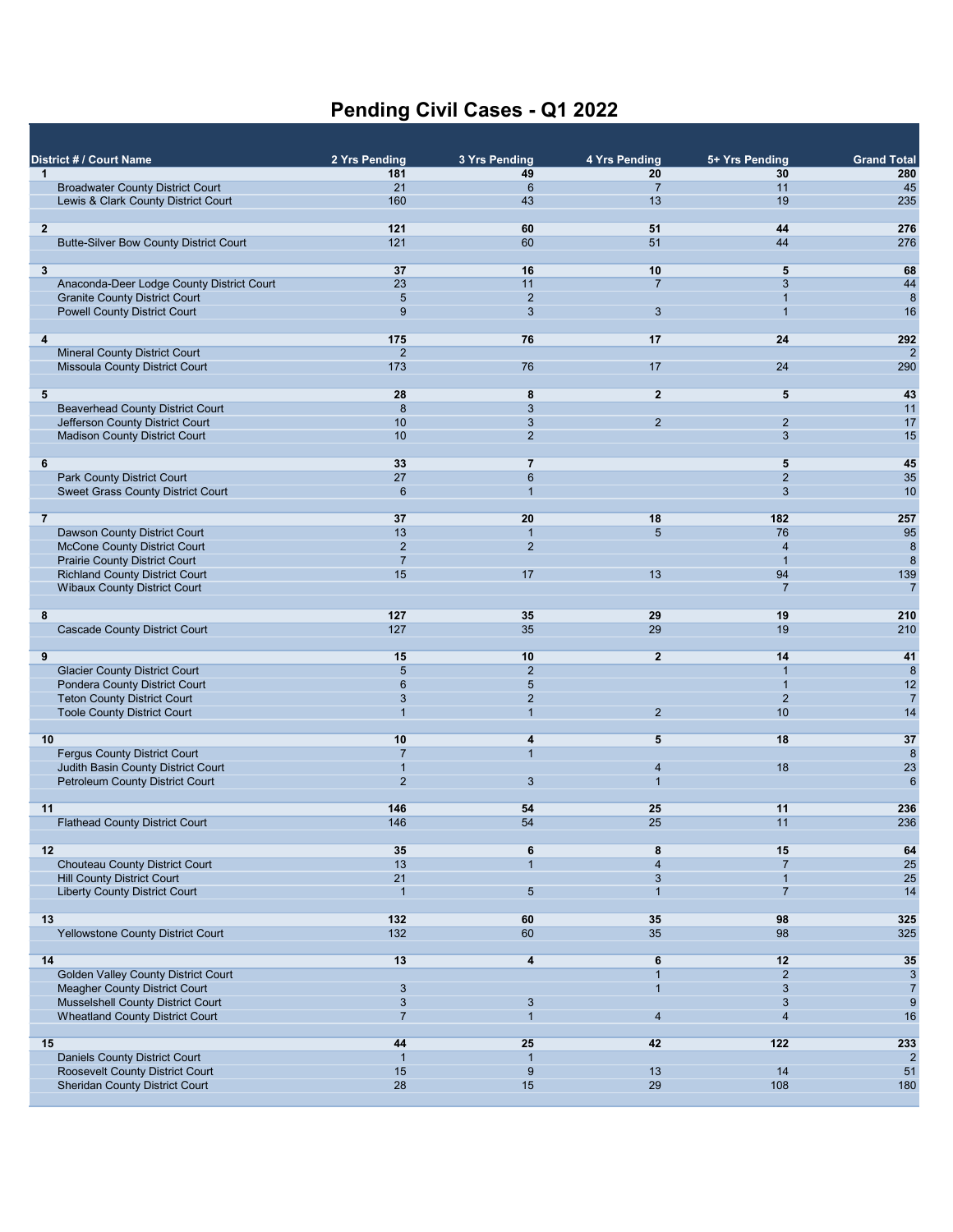# Pending Civil Cases - Q1 2022

| District # / Court Name | 2 Yrs Pending | 3 Yrs Pending | 4 Yrs Pending | 5+ Yrs Pending | Grand Total |
|---|---|---|---|---|---|
| **1** | **181** | **49** | **20** | **30** | **280** |
| Broadwater County District Court | 21 | 6 | 7 | 11 | 45 |
| Lewis & Clark County District Court | 160 | 43 | 13 | 19 | 235 |
| **2** | **121** | **60** | **51** | **44** | **276** |
| Butte-Silver Bow County District Court | 121 | 60 | 51 | 44 | 276 |
| **3** | **37** | **16** | **10** | **5** | **68** |
| Anaconda-Deer Lodge County District Court | 23 | 11 | 7 | 3 | 44 |
| Granite County District Court | 5 | 2 | | 1 | 8 |
| Powell County District Court | 9 | 3 | 3 | 1 | 16 |
| **4** | **175** | **76** | **17** | **24** | **292** |
| Mineral County District Court | 2 | | | | 2 |
| Missoula County District Court | 173 | 76 | 17 | 24 | 290 |
| **5** | **28** | **8** | **2** | **5** | **43** |
| Beaverhead County District Court | 8 | 3 | | | 11 |
| Jefferson County District Court | 10 | 3 | 2 | 2 | 17 |
| Madison County District Court | 10 | 2 | | 3 | 15 |
| **6** | **33** | **7** | | **5** | **45** |
| Park County District Court | 27 | 6 | | 2 | 35 |
| Sweet Grass County District Court | 6 | 1 | | 3 | 10 |
| **7** | **37** | **20** | **18** | **182** | **257** |
| Dawson County District Court | 13 | 1 | 5 | 76 | 95 |
| McCone County District Court | 2 | 2 | | 4 | 8 |
| Prairie County District Court | 7 | | | 1 | 8 |
| Richland County District Court | 15 | 17 | 13 | 94 | 139 |
| Wibaux County District Court | | | | 7 | 7 |
| **8** | **127** | **35** | **29** | **19** | **210** |
| Cascade County District Court | 127 | 35 | 29 | 19 | 210 |
| **9** | **15** | **10** | **2** | **14** | **41** |
| Glacier County District Court | 5 | 2 | | 1 | 8 |
| Pondera County District Court | 6 | 5 | | 1 | 12 |
| Teton County District Court | 3 | 2 | | 2 | 7 |
| Toole County District Court | 1 | 1 | 2 | 10 | 14 |
| **10** | **10** | **4** | **5** | **18** | **37** |
| Fergus County District Court | 7 | 1 | | | 8 |
| Judith Basin County District Court | 1 | | 4 | 18 | 23 |
| Petroleum County District Court | 2 | 3 | 1 | | 6 |
| **11** | **146** | **54** | **25** | **11** | **236** |
| Flathead County District Court | 146 | 54 | 25 | 11 | 236 |
| **12** | **35** | **6** | **8** | **15** | **64** |
| Chouteau County District Court | 13 | 1 | 4 | 7 | 25 |
| Hill County District Court | 21 | | 3 | 1 | 25 |
| Liberty County District Court | 1 | 5 | 1 | 7 | 14 |
| **13** | **132** | **60** | **35** | **98** | **325** |
| Yellowstone County District Court | 132 | 60 | 35 | 98 | 325 |
| **14** | **13** | **4** | **6** | **12** | **35** |
| Golden Valley County District Court | | | 1 | 2 | 3 |
| Meagher County District Court | 3 | | 1 | 3 | 7 |
| Musselshell County District Court | 3 | 3 | | 3 | 9 |
| Wheatland County District Court | 7 | 1 | 4 | 4 | 16 |
| **15** | **44** | **25** | **42** | **122** | **233** |
| Daniels County District Court | 1 | 1 | | | 2 |
| Roosevelt County District Court | 15 | 9 | 13 | 14 | 51 |
| Sheridan County District Court | 28 | 15 | 29 | 108 | 180 |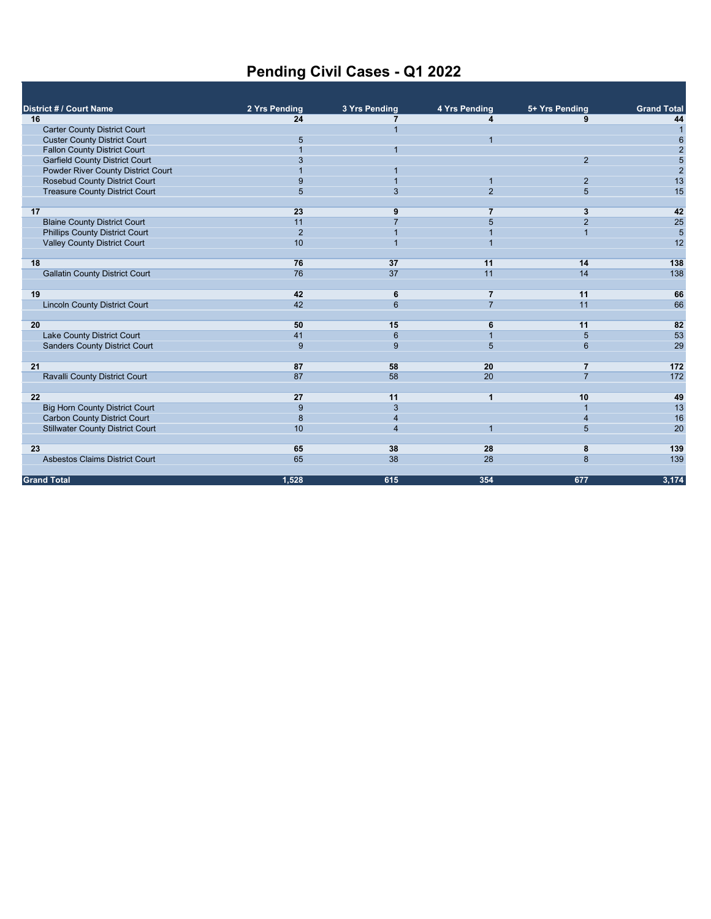# Pending Civil Cases - Q1 2022

| District # / Court Name | 2 Yrs Pending | 3 Yrs Pending | 4 Yrs Pending | 5+ Yrs Pending | Grand Total |
|---|---|---|---|---|---|
| **16** | **24** | **7** | **4** | **9** | **44** |
| Carter County District Court | | 1 | | | 1 |
| Custer County District Court | 5 | | 1 | | 6 |
| Fallon County District Court | 1 | 1 | | | 2 |
| Garfield County District Court | 3 | | | 2 | 5 |
| Powder River County District Court | 1 | 1 | | | 2 |
| Rosebud County District Court | 9 | 1 | 1 | 2 | 13 |
| Treasure County District Court | 5 | 3 | 2 | 5 | 15 |
| **17** | **23** | **9** | **7** | **3** | **42** |
| Blaine County District Court | 11 | 7 | 5 | 2 | 25 |
| Phillips County District Court | 2 | 1 | 1 | 1 | 5 |
| Valley County District Court | 10 | 1 | 1 | | 12 |
| **18** | **76** | **37** | **11** | **14** | **138** |
| Gallatin County District Court | 76 | 37 | 11 | 14 | 138 |
| **19** | **42** | **6** | **7** | **11** | **66** |
| Lincoln County District Court | 42 | 6 | 7 | 11 | 66 |
| **20** | **50** | **15** | **6** | **11** | **82** |
| Lake County District Court | 41 | 6 | 1 | 5 | 53 |
| Sanders County District Court | 9 | 9 | 5 | 6 | 29 |
| **21** | **87** | **58** | **20** | **7** | **172** |
| Ravalli County District Court | 87 | 58 | 20 | 7 | 172 |
| **22** | **27** | **11** | **1** | **10** | **49** |
| Big Horn County District Court | 9 | 3 | | 1 | 13 |
| Carbon County District Court | 8 | 4 | | 4 | 16 |
| Stillwater County District Court | 10 | 4 | 1 | 5 | 20 |
| **23** | **65** | **38** | **28** | **8** | **139** |
| Asbestos Claims District Court | 65 | 38 | 28 | 8 | 139 |
| **Grand Total** | **1,528** | **615** | **354** | **677** | **3,174** |